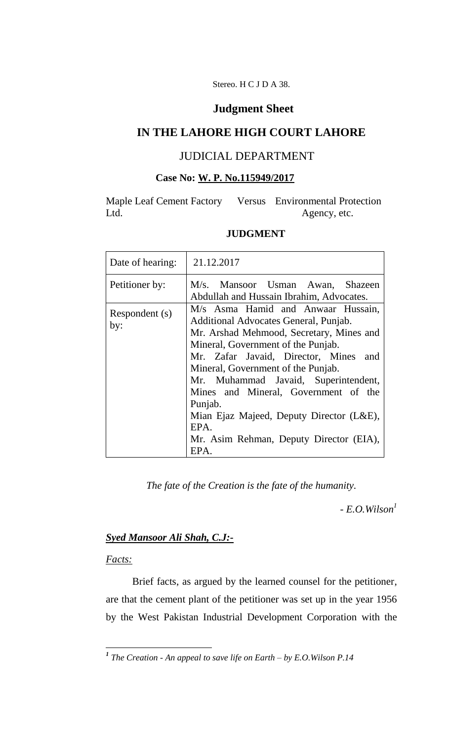Stereo. H C J D A 38.

# Judgment Sheet

## IN THE LAHORE HIGH COURT LAHORE

### JUDICIAL DEPARTMENT

**Case No: W. P. No.115949/2017**

Maple Leaf Cement Factory Ltd. Versus Environmental Protection Agency, etc.

**JUDGMENT**

| Date of hearing: | 21.12.2017 |
|---|---|
| Petitioner by: | M/s. Mansoor Usman Awan, Shazeen Abdullah and Hussain Ibrahim, Advocates. |
| Respondent (s) by: | M/s Asma Hamid and Anwaar Hussain, Additional Advocates General, Punjab.<br>Mr. Arshad Mehmood, Secretary, Mines and Mineral, Government of the Punjab.<br>Mr. Zafar Javaid, Director, Mines and Mineral, Government of the Punjab.<br>Mr. Muhammad Javaid, Superintendent, Mines and Mineral, Government of the Punjab.<br>Mian Ejaz Majeed, Deputy Director (L&E), EPA.<br>Mr. Asim Rehman, Deputy Director (EIA), EPA. |

*The fate of the Creation is the fate of the humanity.*

*- E.O.Wilson*[1]

***Syed Mansoor Ali Shah, C.J:-***

*Facts:*

Brief facts, as argued by the learned counsel for the petitioner, are that the cement plant of the petitioner was set up in the year 1956 by the West Pakistan Industrial Development Corporation with the

[1] *The Creation - An appeal to save life on Earth – by E.O.Wilson P.14*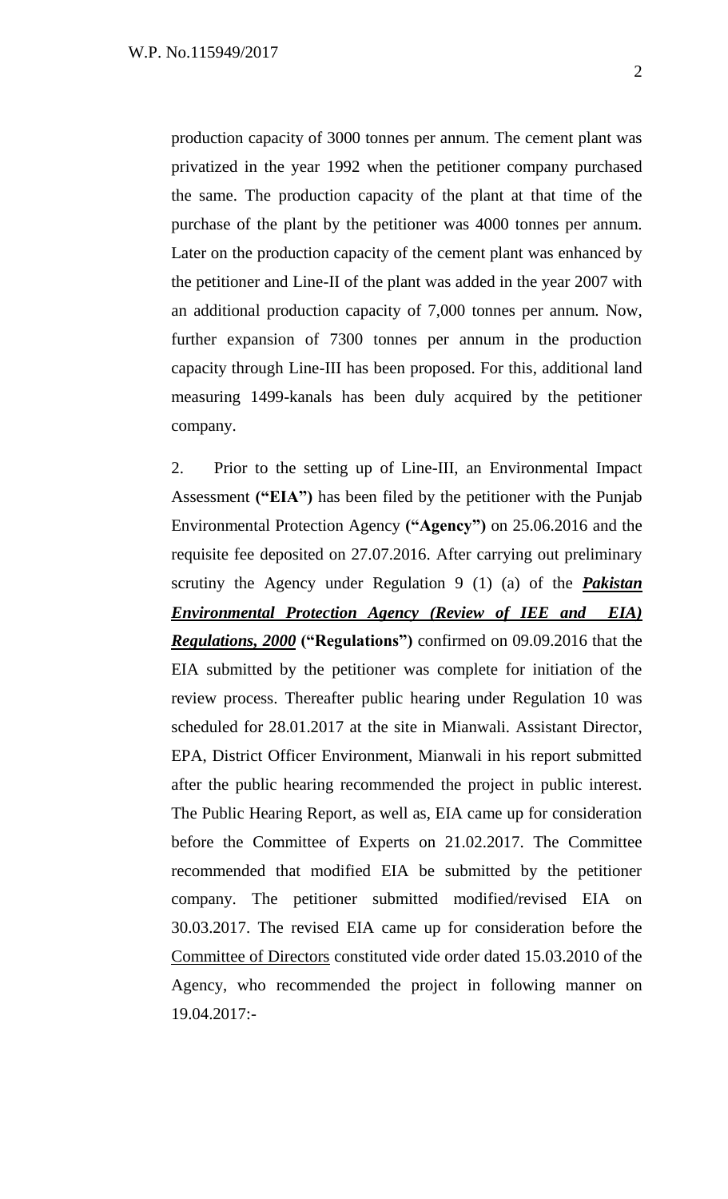production capacity of 3000 tonnes per annum. The cement plant was privatized in the year 1992 when the petitioner company purchased the same. The production capacity of the plant at that time of the purchase of the plant by the petitioner was 4000 tonnes per annum. Later on the production capacity of the cement plant was enhanced by the petitioner and Line-II of the plant was added in the year 2007 with an additional production capacity of 7,000 tonnes per annum. Now, further expansion of 7300 tonnes per annum in the production capacity through Line-III has been proposed. For this, additional land measuring 1499-kanals has been duly acquired by the petitioner company.

2. Prior to the setting up of Line-III, an Environmental Impact Assessment **("EIA")** has been filed by the petitioner with the Punjab Environmental Protection Agency **("Agency")** on 25.06.2016 and the requisite fee deposited on 27.07.2016. After carrying out preliminary scrutiny the Agency under Regulation 9 (1) (a) of the ***Pakistan Environmental Protection Agency (Review of IEE and EIA) Regulations, 2000*** **("Regulations")** confirmed on 09.09.2016 that the EIA submitted by the petitioner was complete for initiation of the review process. Thereafter public hearing under Regulation 10 was scheduled for 28.01.2017 at the site in Mianwali. Assistant Director, EPA, District Officer Environment, Mianwali in his report submitted after the public hearing recommended the project in public interest. The Public Hearing Report, as well as, EIA came up for consideration before the Committee of Experts on 21.02.2017. The Committee recommended that modified EIA be submitted by the petitioner company. The petitioner submitted modified/revised EIA on 30.03.2017. The revised EIA came up for consideration before the Committee of Directors constituted vide order dated 15.03.2010 of the Agency, who recommended the project in following manner on 19.04.2017:-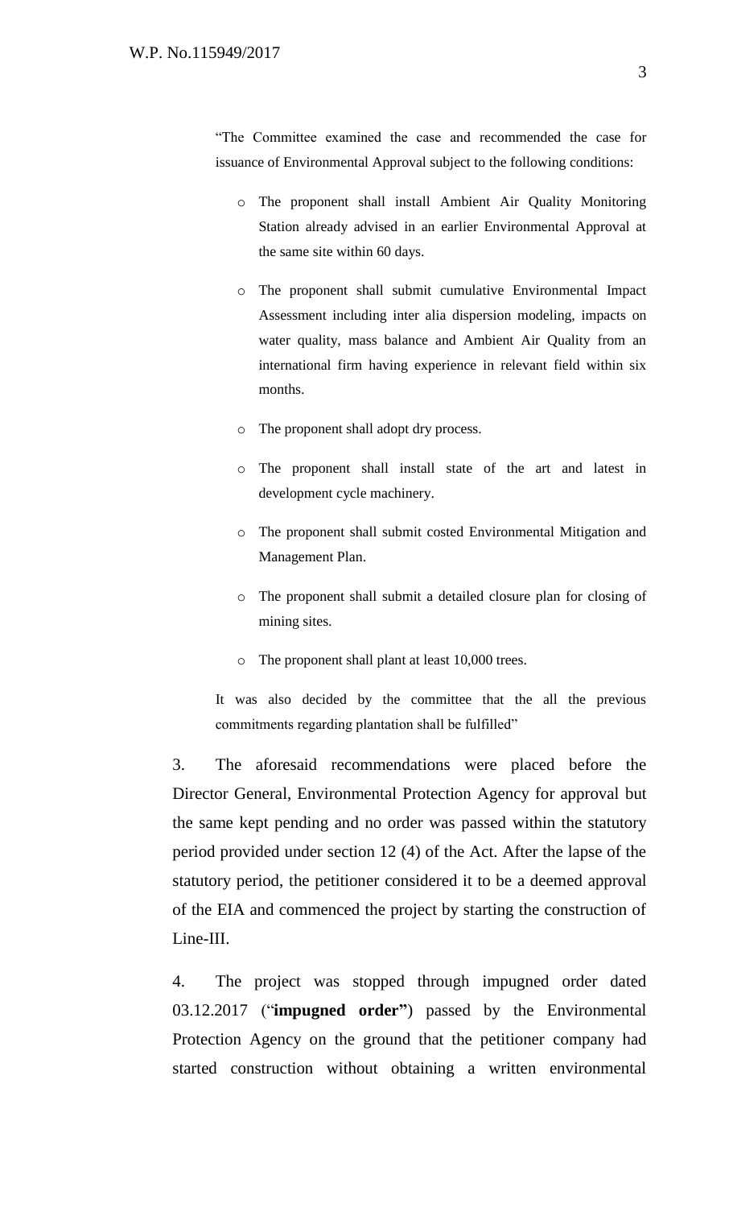> "The Committee examined the case and recommended the case for issuance of Environmental Approval subject to the following conditions:
>
> - The proponent shall install Ambient Air Quality Monitoring Station already advised in an earlier Environmental Approval at the same site within 60 days.
> - The proponent shall submit cumulative Environmental Impact Assessment including inter alia dispersion modeling, impacts on water quality, mass balance and Ambient Air Quality from an international firm having experience in relevant field within six months.
> - The proponent shall adopt dry process.
> - The proponent shall install state of the art and latest in development cycle machinery.
> - The proponent shall submit costed Environmental Mitigation and Management Plan.
> - The proponent shall submit a detailed closure plan for closing of mining sites.
> - The proponent shall plant at least 10,000 trees.
>
> It was also decided by the committee that the all the previous commitments regarding plantation shall be fulfilled"

3. The aforesaid recommendations were placed before the Director General, Environmental Protection Agency for approval but the same kept pending and no order was passed within the statutory period provided under section 12 (4) of the Act. After the lapse of the statutory period, the petitioner considered it to be a deemed approval of the EIA and commenced the project by starting the construction of Line-III.

4. The project was stopped through impugned order dated 03.12.2017 ("**impugned order"**) passed by the Environmental Protection Agency on the ground that the petitioner company had started construction without obtaining a written environmental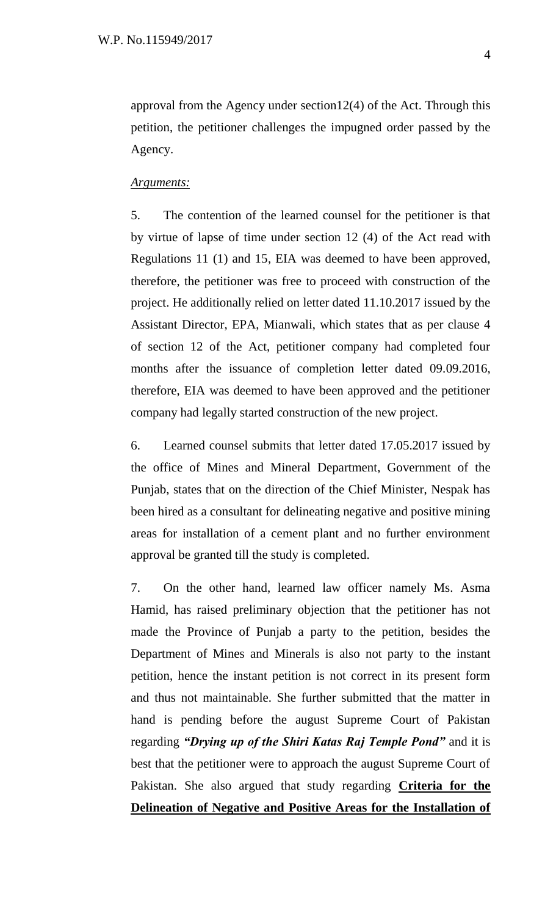approval from the Agency under section12(4) of the Act. Through this petition, the petitioner challenges the impugned order passed by the Agency.

*Arguments:*

5. The contention of the learned counsel for the petitioner is that by virtue of lapse of time under section 12 (4) of the Act read with Regulations 11 (1) and 15, EIA was deemed to have been approved, therefore, the petitioner was free to proceed with construction of the project. He additionally relied on letter dated 11.10.2017 issued by the Assistant Director, EPA, Mianwali, which states that as per clause 4 of section 12 of the Act, petitioner company had completed four months after the issuance of completion letter dated 09.09.2016, therefore, EIA was deemed to have been approved and the petitioner company had legally started construction of the new project.

6. Learned counsel submits that letter dated 17.05.2017 issued by the office of Mines and Mineral Department, Government of the Punjab, states that on the direction of the Chief Minister, Nespak has been hired as a consultant for delineating negative and positive mining areas for installation of a cement plant and no further environment approval be granted till the study is completed.

7. On the other hand, learned law officer namely Ms. Asma Hamid, has raised preliminary objection that the petitioner has not made the Province of Punjab a party to the petition, besides the Department of Mines and Minerals is also not party to the instant petition, hence the instant petition is not correct in its present form and thus not maintainable. She further submitted that the matter in hand is pending before the august Supreme Court of Pakistan regarding ***"Drying up of the Shiri Katas Raj Temple Pond"*** and it is best that the petitioner were to approach the august Supreme Court of Pakistan. She also argued that study regarding **Criteria for the Delineation of Negative and Positive Areas for the Installation of**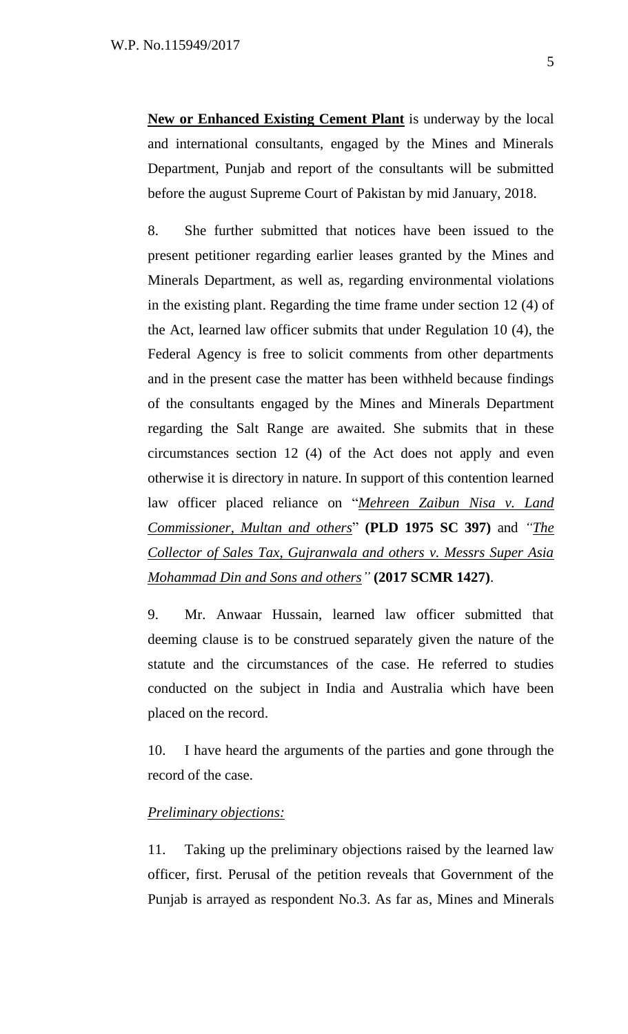**<u>New or Enhanced Existing Cement Plant</u>** is underway by the local and international consultants, engaged by the Mines and Minerals Department, Punjab and report of the consultants will be submitted before the august Supreme Court of Pakistan by mid January, 2018.

8. She further submitted that notices have been issued to the present petitioner regarding earlier leases granted by the Mines and Minerals Department, as well as, regarding environmental violations in the existing plant. Regarding the time frame under section 12 (4) of the Act, learned law officer submits that under Regulation 10 (4), the Federal Agency is free to solicit comments from other departments and in the present case the matter has been withheld because findings of the consultants engaged by the Mines and Minerals Department regarding the Salt Range are awaited. She submits that in these circumstances section 12 (4) of the Act does not apply and even otherwise it is directory in nature. In support of this contention learned law officer placed reliance on "*<u>Mehreen Zaibun Nisa v. Land Commissioner, Multan and others</u>*" **(PLD 1975 SC 397)** and *"<u>The Collector of Sales Tax, Gujranwala and others v. Messrs Super Asia Mohammad Din and Sons and others</u>"* **(2017 SCMR 1427)**.

9. Mr. Anwaar Hussain, learned law officer submitted that deeming clause is to be construed separately given the nature of the statute and the circumstances of the case. He referred to studies conducted on the subject in India and Australia which have been placed on the record.

10. I have heard the arguments of the parties and gone through the record of the case.

*<u>Preliminary objections:</u>*

11. Taking up the preliminary objections raised by the learned law officer, first. Perusal of the petition reveals that Government of the Punjab is arrayed as respondent No.3. As far as, Mines and Minerals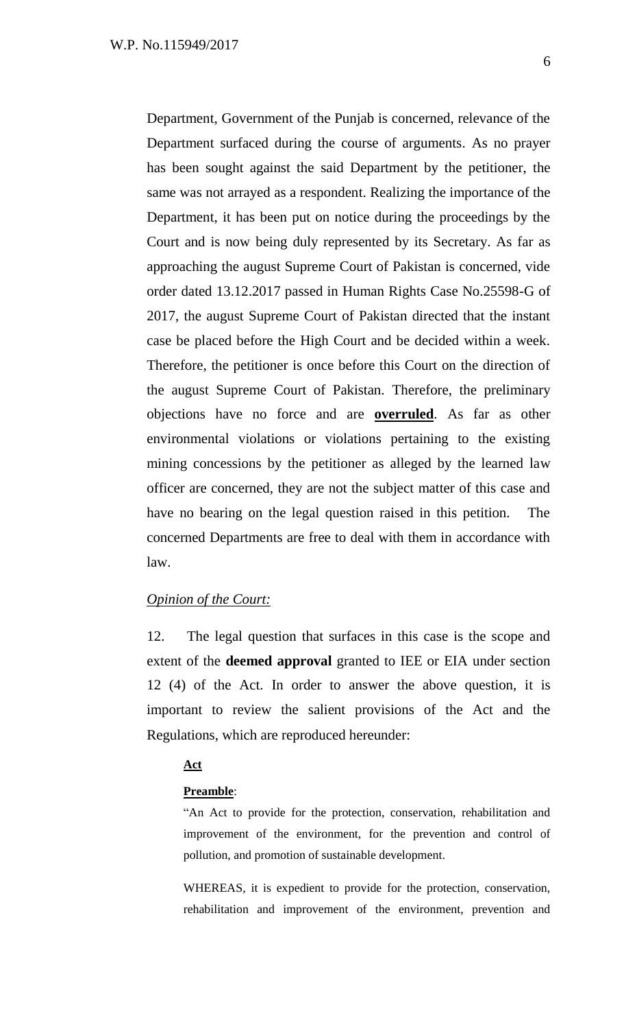Department, Government of the Punjab is concerned, relevance of the Department surfaced during the course of arguments. As no prayer has been sought against the said Department by the petitioner, the same was not arrayed as a respondent. Realizing the importance of the Department, it has been put on notice during the proceedings by the Court and is now being duly represented by its Secretary. As far as approaching the august Supreme Court of Pakistan is concerned, vide order dated 13.12.2017 passed in Human Rights Case No.25598-G of 2017, the august Supreme Court of Pakistan directed that the instant case be placed before the High Court and be decided within a week. Therefore, the petitioner is once before this Court on the direction of the august Supreme Court of Pakistan. Therefore, the preliminary objections have no force and are **overruled**. As far as other environmental violations or violations pertaining to the existing mining concessions by the petitioner as alleged by the learned law officer are concerned, they are not the subject matter of this case and have no bearing on the legal question raised in this petition. The concerned Departments are free to deal with them in accordance with law.

*Opinion of the Court:*

12. The legal question that surfaces in this case is the scope and extent of the **deemed approval** granted to IEE or EIA under section 12 (4) of the Act. In order to answer the above question, it is important to review the salient provisions of the Act and the Regulations, which are reproduced hereunder:

**Act**

**Preamble**:

"An Act to provide for the protection, conservation, rehabilitation and improvement of the environment, for the prevention and control of pollution, and promotion of sustainable development.

WHEREAS, it is expedient to provide for the protection, conservation, rehabilitation and improvement of the environment, prevention and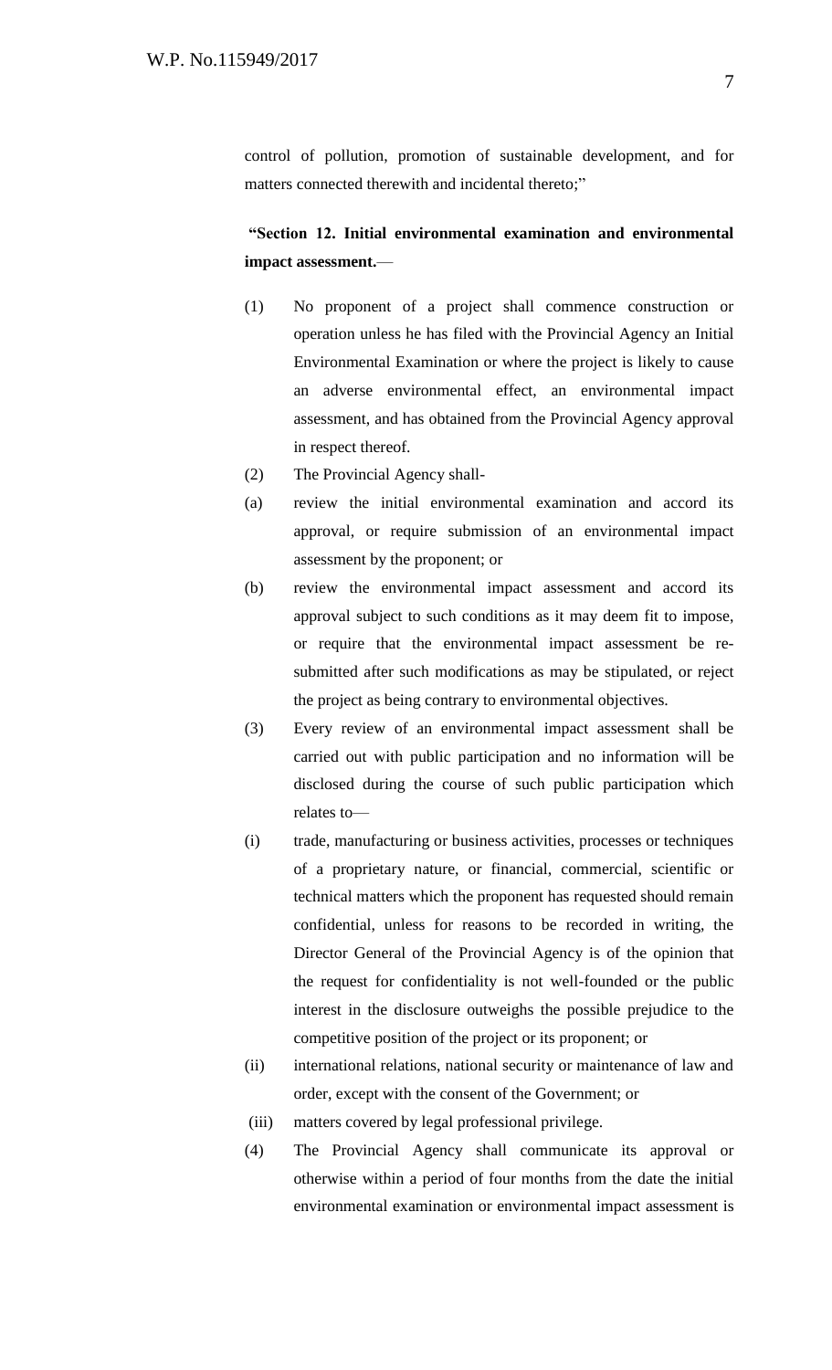control of pollution, promotion of sustainable development, and for matters connected therewith and incidental thereto;"

**"Section 12. Initial environmental examination and environmental impact assessment.**—

(1) No proponent of a project shall commence construction or operation unless he has filed with the Provincial Agency an Initial Environmental Examination or where the project is likely to cause an adverse environmental effect, an environmental impact assessment, and has obtained from the Provincial Agency approval in respect thereof.

(2) The Provincial Agency shall-

(a) review the initial environmental examination and accord its approval, or require submission of an environmental impact assessment by the proponent; or

(b) review the environmental impact assessment and accord its approval subject to such conditions as it may deem fit to impose, or require that the environmental impact assessment be re-submitted after such modifications as may be stipulated, or reject the project as being contrary to environmental objectives.

(3) Every review of an environmental impact assessment shall be carried out with public participation and no information will be disclosed during the course of such public participation which relates to—

(i) trade, manufacturing or business activities, processes or techniques of a proprietary nature, or financial, commercial, scientific or technical matters which the proponent has requested should remain confidential, unless for reasons to be recorded in writing, the Director General of the Provincial Agency is of the opinion that the request for confidentiality is not well-founded or the public interest in the disclosure outweighs the possible prejudice to the competitive position of the project or its proponent; or

(ii) international relations, national security or maintenance of law and order, except with the consent of the Government; or

(iii) matters covered by legal professional privilege.

(4) The Provincial Agency shall communicate its approval or otherwise within a period of four months from the date the initial environmental examination or environmental impact assessment is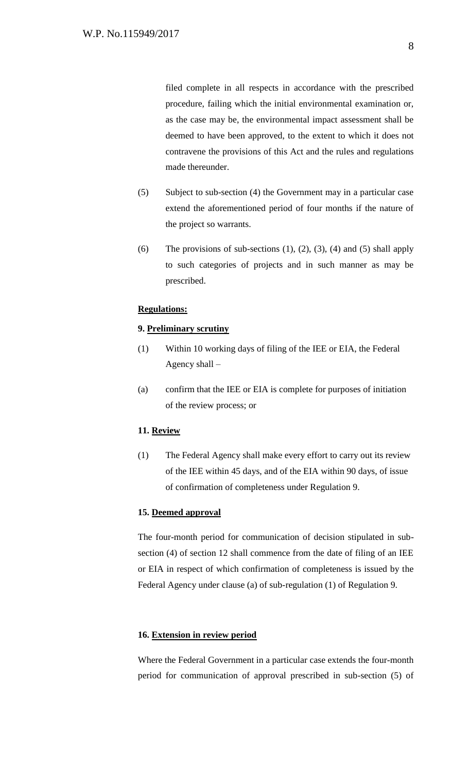filed complete in all respects in accordance with the prescribed procedure, failing which the initial environmental examination or, as the case may be, the environmental impact assessment shall be deemed to have been approved, to the extent to which it does not contravene the provisions of this Act and the rules and regulations made thereunder.

(5) Subject to sub-section (4) the Government may in a particular case extend the aforementioned period of four months if the nature of the project so warrants.

(6) The provisions of sub-sections (1), (2), (3), (4) and (5) shall apply to such categories of projects and in such manner as may be prescribed.

**Regulations:**

**9. Preliminary scrutiny**

(1) Within 10 working days of filing of the IEE or EIA, the Federal Agency shall –

(a) confirm that the IEE or EIA is complete for purposes of initiation of the review process; or

**11. Review**

(1) The Federal Agency shall make every effort to carry out its review of the IEE within 45 days, and of the EIA within 90 days, of issue of confirmation of completeness under Regulation 9.

**15. Deemed approval**

The four-month period for communication of decision stipulated in sub-section (4) of section 12 shall commence from the date of filing of an IEE or EIA in respect of which confirmation of completeness is issued by the Federal Agency under clause (a) of sub-regulation (1) of Regulation 9.

**16. Extension in review period**

Where the Federal Government in a particular case extends the four-month period for communication of approval prescribed in sub-section (5) of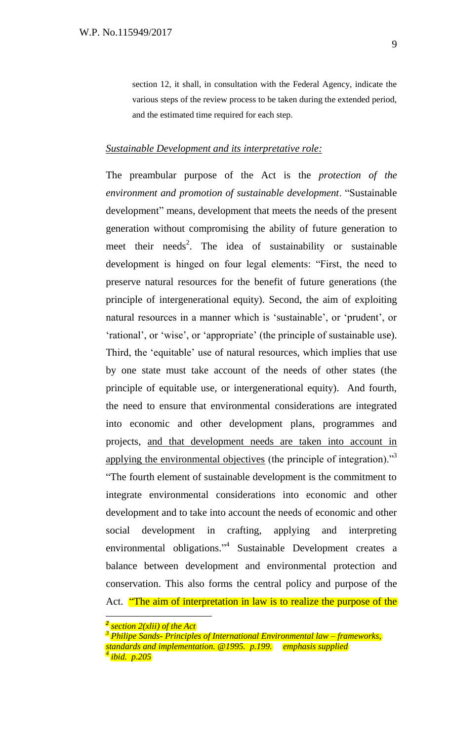section 12, it shall, in consultation with the Federal Agency, indicate the various steps of the review process to be taken during the extended period, and the estimated time required for each step.

*Sustainable Development and its interpretative role:*

The preambular purpose of the Act is the *protection of the environment and promotion of sustainable development*. "Sustainable development" means, development that meets the needs of the present generation without compromising the ability of future generation to meet their needs[2]. The idea of sustainability or sustainable development is hinged on four legal elements: "First, the need to preserve natural resources for the benefit of future generations (the principle of intergenerational equity). Second, the aim of exploiting natural resources in a manner which is 'sustainable', or 'prudent', or 'rational', or 'wise', or 'appropriate' (the principle of sustainable use). Third, the 'equitable' use of natural resources, which implies that use by one state must take account of the needs of other states (the principle of equitable use, or intergenerational equity). And fourth, the need to ensure that environmental considerations are integrated into economic and other development plans, programmes and projects, and that development needs are taken into account in applying the environmental objectives (the principle of integration)."[3] "The fourth element of sustainable development is the commitment to integrate environmental considerations into economic and other development and to take into account the needs of economic and other social development in crafting, applying and interpreting environmental obligations."[4] Sustainable Development creates a balance between development and environmental protection and conservation. This also forms the central policy and purpose of the Act. "The aim of interpretation in law is to realize the purpose of the

---

[2] *section 2(xlii) of the Act*

[3] *Philipe Sands- Principles of International Environmental law – frameworks, standards and implementation. @1995. p.199. emphasis supplied*

[4] *ibid. p.205*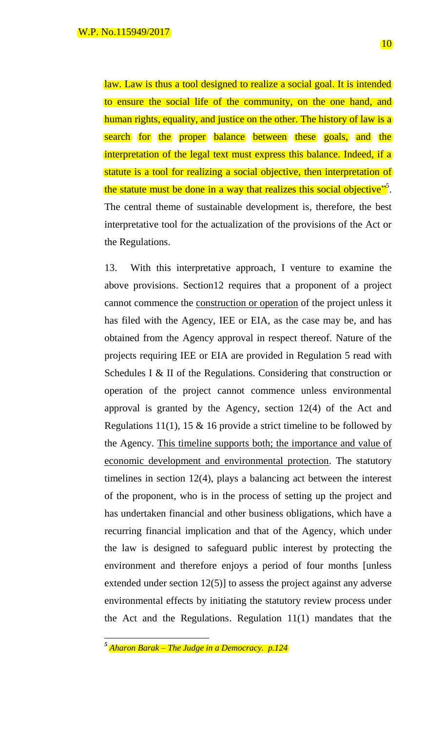law. Law is thus a tool designed to realize a social goal. It is intended to ensure the social life of the community, on the one hand, and human rights, equality, and justice on the other. The history of law is a search for the proper balance between these goals, and the interpretation of the legal text must express this balance. Indeed, if a statute is a tool for realizing a social objective, then interpretation of the statute must be done in a way that realizes this social objective"[5]. The central theme of sustainable development is, therefore, the best interpretative tool for the actualization of the provisions of the Act or the Regulations.

13. With this interpretative approach, I venture to examine the above provisions. Section12 requires that a proponent of a project cannot commence the construction or operation of the project unless it has filed with the Agency, IEE or EIA, as the case may be, and has obtained from the Agency approval in respect thereof. Nature of the projects requiring IEE or EIA are provided in Regulation 5 read with Schedules I & II of the Regulations. Considering that construction or operation of the project cannot commence unless environmental approval is granted by the Agency, section 12(4) of the Act and Regulations 11(1), 15 & 16 provide a strict timeline to be followed by the Agency. This timeline supports both; the importance and value of economic development and environmental protection. The statutory timelines in section 12(4), plays a balancing act between the interest of the proponent, who is in the process of setting up the project and has undertaken financial and other business obligations, which have a recurring financial implication and that of the Agency, which under the law is designed to safeguard public interest by protecting the environment and therefore enjoys a period of four months [unless extended under section 12(5)] to assess the project against any adverse environmental effects by initiating the statutory review process under the Act and the Regulations. Regulation 11(1) mandates that the

---

[5] *Aharon Barak – The Judge in a Democracy. p.124*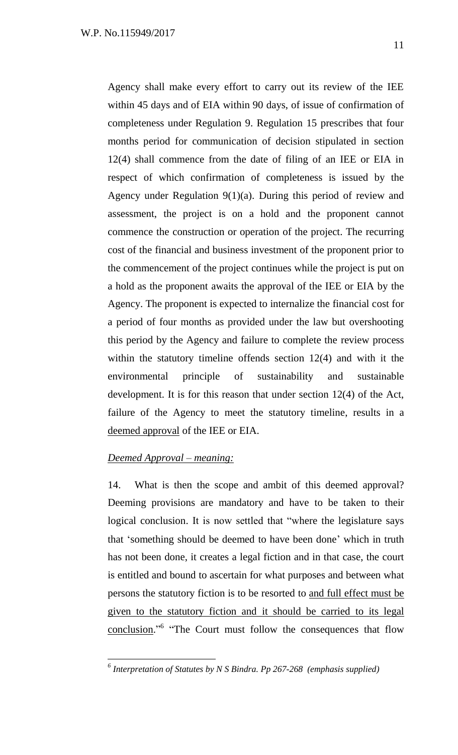Agency shall make every effort to carry out its review of the IEE within 45 days and of EIA within 90 days, of issue of confirmation of completeness under Regulation 9. Regulation 15 prescribes that four months period for communication of decision stipulated in section 12(4) shall commence from the date of filing of an IEE or EIA in respect of which confirmation of completeness is issued by the Agency under Regulation 9(1)(a). During this period of review and assessment, the project is on a hold and the proponent cannot commence the construction or operation of the project. The recurring cost of the financial and business investment of the proponent prior to the commencement of the project continues while the project is put on a hold as the proponent awaits the approval of the IEE or EIA by the Agency. The proponent is expected to internalize the financial cost for a period of four months as provided under the law but overshooting this period by the Agency and failure to complete the review process within the statutory timeline offends section 12(4) and with it the environmental principle of sustainability and sustainable development. It is for this reason that under section 12(4) of the Act, failure of the Agency to meet the statutory timeline, results in a <u>deemed approval</u> of the IEE or EIA.

*<u>Deemed Approval – meaning:</u>*

14. What is then the scope and ambit of this deemed approval? Deeming provisions are mandatory and have to be taken to their logical conclusion. It is now settled that "where the legislature says that 'something should be deemed to have been done' which in truth has not been done, it creates a legal fiction and in that case, the court is entitled and bound to ascertain for what purposes and between what persons the statutory fiction is to be resorted to <u>and full effect must be given to the statutory fiction and it should be carried to its legal conclusion</u>."[6] "The Court must follow the consequences that flow

---

[6] *Interpretation of Statutes by N S Bindra. Pp 267-268 (emphasis supplied)*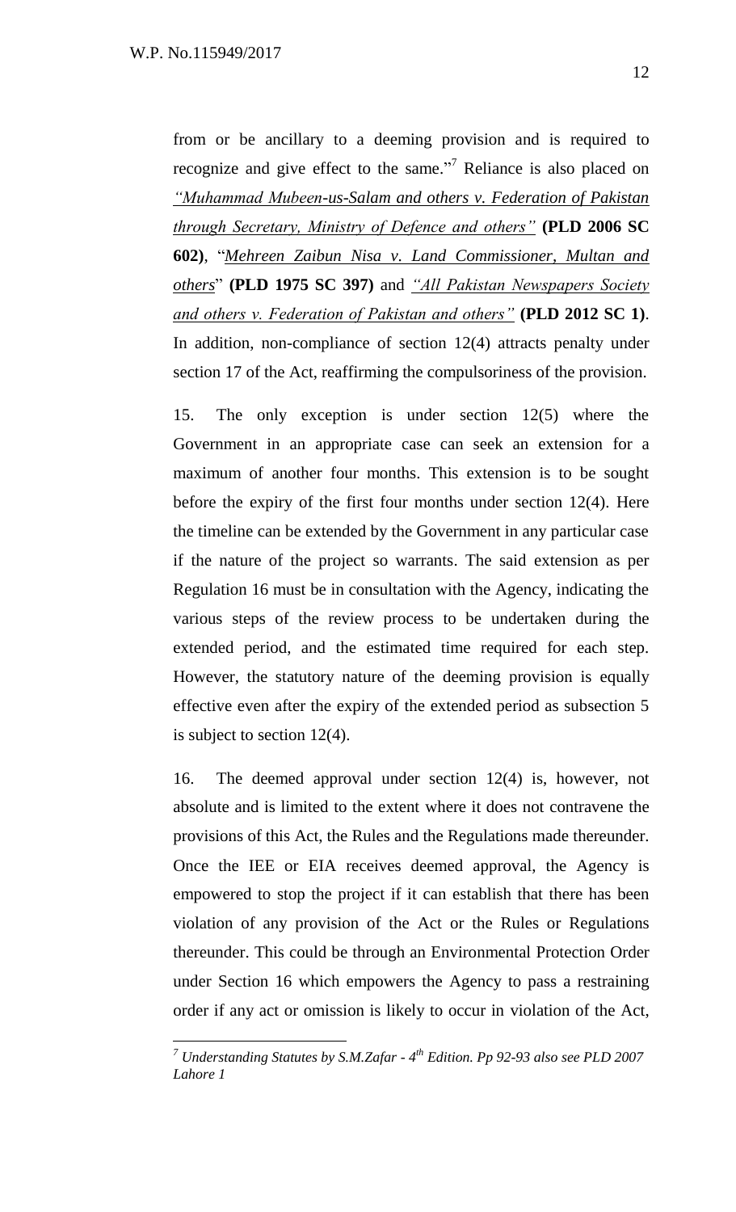from or be ancillary to a deeming provision and is required to recognize and give effect to the same."[7] Reliance is also placed on *"Muhammad Mubeen-us-Salam and others v. Federation of Pakistan through Secretary, Ministry of Defence and others"* **(PLD 2006 SC 602)**, "*Mehreen Zaibun Nisa v. Land Commissioner, Multan and others*" **(PLD 1975 SC 397)** and *"All Pakistan Newspapers Society and others v. Federation of Pakistan and others"* **(PLD 2012 SC 1)**. In addition, non-compliance of section 12(4) attracts penalty under section 17 of the Act, reaffirming the compulsoriness of the provision.

15. The only exception is under section 12(5) where the Government in an appropriate case can seek an extension for a maximum of another four months. This extension is to be sought before the expiry of the first four months under section 12(4). Here the timeline can be extended by the Government in any particular case if the nature of the project so warrants. The said extension as per Regulation 16 must be in consultation with the Agency, indicating the various steps of the review process to be undertaken during the extended period, and the estimated time required for each step. However, the statutory nature of the deeming provision is equally effective even after the expiry of the extended period as subsection 5 is subject to section 12(4).

16. The deemed approval under section 12(4) is, however, not absolute and is limited to the extent where it does not contravene the provisions of this Act, the Rules and the Regulations made thereunder. Once the IEE or EIA receives deemed approval, the Agency is empowered to stop the project if it can establish that there has been violation of any provision of the Act or the Rules or Regulations thereunder. This could be through an Environmental Protection Order under Section 16 which empowers the Agency to pass a restraining order if any act or omission is likely to occur in violation of the Act,

---

[7] *Understanding Statutes by S.M.Zafar - 4th Edition. Pp 92-93 also see PLD 2007 Lahore 1*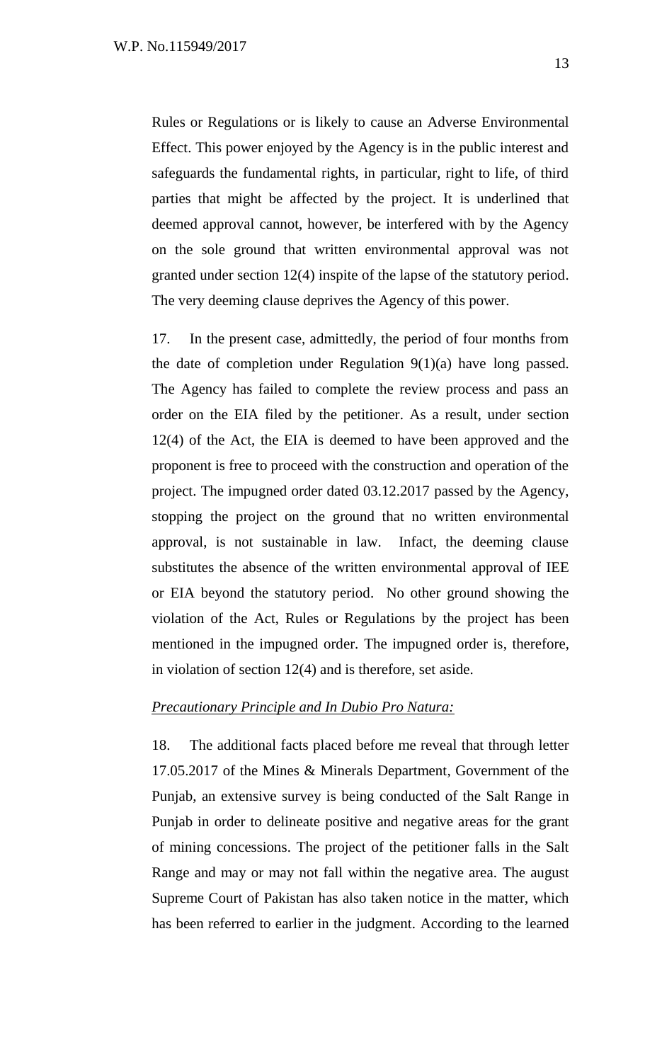Rules or Regulations or is likely to cause an Adverse Environmental Effect. This power enjoyed by the Agency is in the public interest and safeguards the fundamental rights, in particular, right to life, of third parties that might be affected by the project. It is underlined that deemed approval cannot, however, be interfered with by the Agency on the sole ground that written environmental approval was not granted under section 12(4) inspite of the lapse of the statutory period. The very deeming clause deprives the Agency of this power.

17. In the present case, admittedly, the period of four months from the date of completion under Regulation 9(1)(a) have long passed. The Agency has failed to complete the review process and pass an order on the EIA filed by the petitioner. As a result, under section 12(4) of the Act, the EIA is deemed to have been approved and the proponent is free to proceed with the construction and operation of the project. The impugned order dated 03.12.2017 passed by the Agency, stopping the project on the ground that no written environmental approval, is not sustainable in law. Infact, the deeming clause substitutes the absence of the written environmental approval of IEE or EIA beyond the statutory period. No other ground showing the violation of the Act, Rules or Regulations by the project has been mentioned in the impugned order. The impugned order is, therefore, in violation of section 12(4) and is therefore, set aside.

*Precautionary Principle and In Dubio Pro Natura:*

18. The additional facts placed before me reveal that through letter 17.05.2017 of the Mines & Minerals Department, Government of the Punjab, an extensive survey is being conducted of the Salt Range in Punjab in order to delineate positive and negative areas for the grant of mining concessions. The project of the petitioner falls in the Salt Range and may or may not fall within the negative area. The august Supreme Court of Pakistan has also taken notice in the matter, which has been referred to earlier in the judgment. According to the learned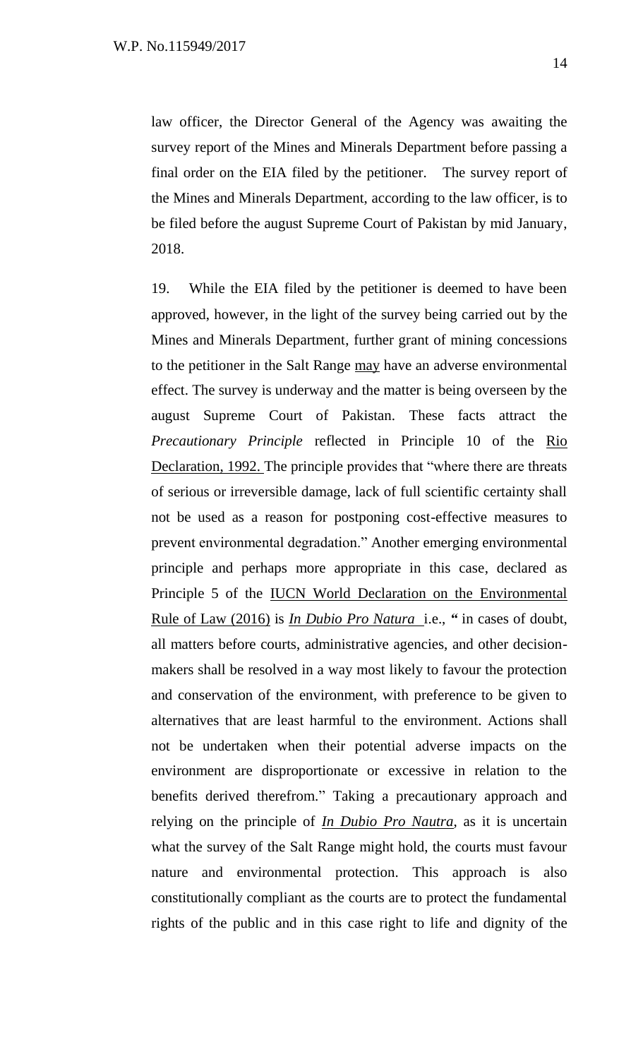law officer, the Director General of the Agency was awaiting the survey report of the Mines and Minerals Department before passing a final order on the EIA filed by the petitioner. The survey report of the Mines and Minerals Department, according to the law officer, is to be filed before the august Supreme Court of Pakistan by mid January, 2018.

19. While the EIA filed by the petitioner is deemed to have been approved, however, in the light of the survey being carried out by the Mines and Minerals Department, further grant of mining concessions to the petitioner in the Salt Range <u>may</u> have an adverse environmental effect. The survey is underway and the matter is being overseen by the august Supreme Court of Pakistan. These facts attract the *Precautionary Principle* reflected in Principle 10 of the <u>Rio Declaration, 1992.</u> The principle provides that "where there are threats of serious or irreversible damage, lack of full scientific certainty shall not be used as a reason for postponing cost-effective measures to prevent environmental degradation." Another emerging environmental principle and perhaps more appropriate in this case, declared as Principle 5 of the <u>IUCN World Declaration on the Environmental Rule of Law (2016)</u> is <u>***In Dubio Pro Natura***</u> i.e., **"** in cases of doubt, all matters before courts, administrative agencies, and other decision-makers shall be resolved in a way most likely to favour the protection and conservation of the environment, with preference to be given to alternatives that are least harmful to the environment. Actions shall not be undertaken when their potential adverse impacts on the environment are disproportionate or excessive in relation to the benefits derived therefrom." Taking a precautionary approach and relying on the principle of <u>***In Dubio Pro Nautra***</u>, as it is uncertain what the survey of the Salt Range might hold, the courts must favour nature and environmental protection. This approach is also constitutionally compliant as the courts are to protect the fundamental rights of the public and in this case right to life and dignity of the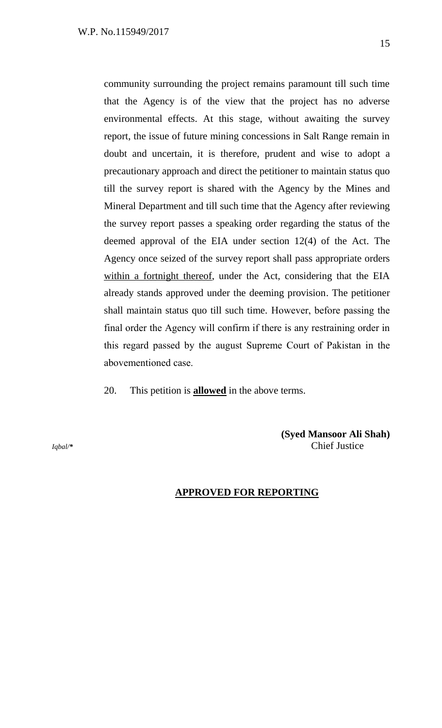community surrounding the project remains paramount till such time that the Agency is of the view that the project has no adverse environmental effects. At this stage, without awaiting the survey report, the issue of future mining concessions in Salt Range remain in doubt and uncertain, it is therefore, prudent and wise to adopt a precautionary approach and direct the petitioner to maintain status quo till the survey report is shared with the Agency by the Mines and Mineral Department and till such time that the Agency after reviewing the survey report passes a speaking order regarding the status of the deemed approval of the EIA under section 12(4) of the Act. The Agency once seized of the survey report shall pass appropriate orders <u>within a fortnight thereof</u>, under the Act, considering that the EIA already stands approved under the deeming provision. The petitioner shall maintain status quo till such time. However, before passing the final order the Agency will confirm if there is any restraining order in this regard passed by the august Supreme Court of Pakistan in the abovementioned case.

20. This petition is **<u>allowed</u>** in the above terms.

**(Syed Mansoor Ali Shah)**
Chief Justice

*Iqbal/**

**<u>APPROVED FOR REPORTING</u>**